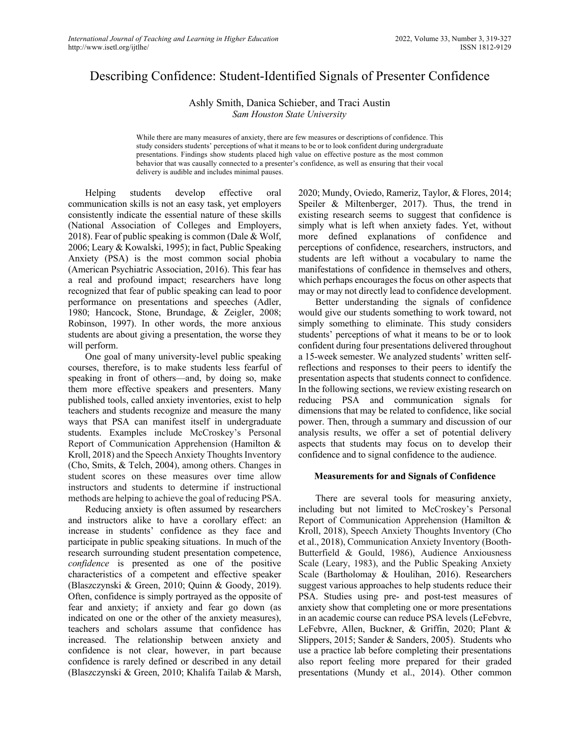# Describing Confidence: Student-Identified Signals of Presenter Confidence

Ashly Smith, Danica Schieber, and Traci Austin
*Sam Houston State University*

While there are many measures of anxiety, there are few measures or descriptions of confidence. This study considers students' perceptions of what it means to be or to look confident during undergraduate presentations. Findings show students placed high value on effective posture as the most common behavior that was causally connected to a presenter's confidence, as well as ensuring that their vocal delivery is audible and includes minimal pauses.

Helping students develop effective oral communication skills is not an easy task, yet employers consistently indicate the essential nature of these skills (National Association of Colleges and Employers, 2018). Fear of public speaking is common (Dale & Wolf, 2006; Leary & Kowalski, 1995); in fact, Public Speaking Anxiety (PSA) is the most common social phobia (American Psychiatric Association, 2016). This fear has a real and profound impact; researchers have long recognized that fear of public speaking can lead to poor performance on presentations and speeches (Adler, 1980; Hancock, Stone, Brundage, & Zeigler, 2008; Robinson, 1997). In other words, the more anxious students are about giving a presentation, the worse they will perform.

One goal of many university-level public speaking courses, therefore, is to make students less fearful of speaking in front of others—and, by doing so, make them more effective speakers and presenters. Many published tools, called anxiety inventories, exist to help teachers and students recognize and measure the many ways that PSA can manifest itself in undergraduate students. Examples include McCroskey's Personal Report of Communication Apprehension (Hamilton & Kroll, 2018) and the Speech Anxiety Thoughts Inventory (Cho, Smits, & Telch, 2004), among others. Changes in student scores on these measures over time allow instructors and students to determine if instructional methods are helping to achieve the goal of reducing PSA.

Reducing anxiety is often assumed by researchers and instructors alike to have a corollary effect: an increase in students' confidence as they face and participate in public speaking situations. In much of the research surrounding student presentation competence, *confidence* is presented as one of the positive characteristics of a competent and effective speaker (Blaszczynski & Green, 2010; Quinn & Goody, 2019). Often, confidence is simply portrayed as the opposite of fear and anxiety; if anxiety and fear go down (as indicated on one or the other of the anxiety measures), teachers and scholars assume that confidence has increased. The relationship between anxiety and confidence is not clear, however, in part because confidence is rarely defined or described in any detail (Blaszczynski & Green, 2010; Khalifa Tailab & Marsh, 2020; Mundy, Oviedo, Rameriz, Taylor, & Flores, 2014; Speiler & Miltenberger, 2017). Thus, the trend in existing research seems to suggest that confidence is simply what is left when anxiety fades. Yet, without more defined explanations of confidence and perceptions of confidence, researchers, instructors, and students are left without a vocabulary to name the manifestations of confidence in themselves and others, which perhaps encourages the focus on other aspects that may or may not directly lead to confidence development.

Better understanding the signals of confidence would give our students something to work toward, not simply something to eliminate. This study considers students' perceptions of what it means to be or to look confident during four presentations delivered throughout a 15-week semester. We analyzed students' written self-reflections and responses to their peers to identify the presentation aspects that students connect to confidence. In the following sections, we review existing research on reducing PSA and communication signals for dimensions that may be related to confidence, like social power. Then, through a summary and discussion of our analysis results, we offer a set of potential delivery aspects that students may focus on to develop their confidence and to signal confidence to the audience.

## Measurements for and Signals of Confidence

There are several tools for measuring anxiety, including but not limited to McCroskey's Personal Report of Communication Apprehension (Hamilton & Kroll, 2018), Speech Anxiety Thoughts Inventory (Cho et al., 2018), Communication Anxiety Inventory (Booth-Butterfield & Gould, 1986), Audience Anxiousness Scale (Leary, 1983), and the Public Speaking Anxiety Scale (Bartholomay & Houlihan, 2016). Researchers suggest various approaches to help students reduce their PSA. Studies using pre- and post-test measures of anxiety show that completing one or more presentations in an academic course can reduce PSA levels (LeFebvre, LeFebvre, Allen, Buckner, & Griffin, 2020; Plant & Slippers, 2015; Sander & Sanders, 2005). Students who use a practice lab before completing their presentations also report feeling more prepared for their graded presentations (Mundy et al., 2014). Other common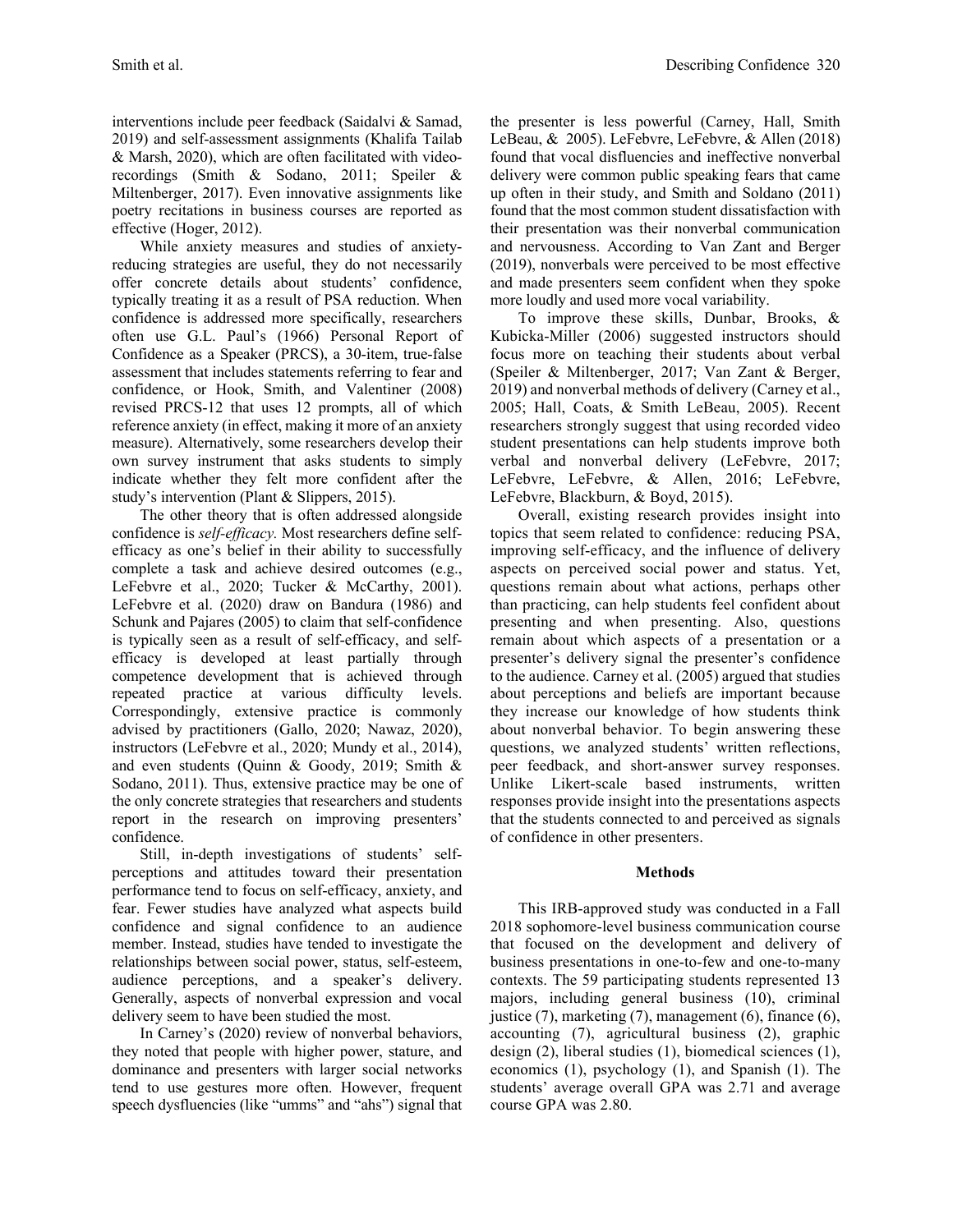interventions include peer feedback (Saidalvi & Samad, 2019) and self-assessment assignments (Khalifa Tailab & Marsh, 2020), which are often facilitated with video-recordings (Smith & Sodano, 2011; Speiler & Miltenberger, 2017). Even innovative assignments like poetry recitations in business courses are reported as effective (Hoger, 2012).

While anxiety measures and studies of anxiety-reducing strategies are useful, they do not necessarily offer concrete details about students' confidence, typically treating it as a result of PSA reduction. When confidence is addressed more specifically, researchers often use G.L. Paul's (1966) Personal Report of Confidence as a Speaker (PRCS), a 30-item, true-false assessment that includes statements referring to fear and confidence, or Hook, Smith, and Valentiner (2008) revised PRCS-12 that uses 12 prompts, all of which reference anxiety (in effect, making it more of an anxiety measure). Alternatively, some researchers develop their own survey instrument that asks students to simply indicate whether they felt more confident after the study's intervention (Plant & Slippers, 2015).

The other theory that is often addressed alongside confidence is *self-efficacy.* Most researchers define self-efficacy as one's belief in their ability to successfully complete a task and achieve desired outcomes (e.g., LeFebvre et al., 2020; Tucker & McCarthy, 2001). LeFebvre et al. (2020) draw on Bandura (1986) and Schunk and Pajares (2005) to claim that self-confidence is typically seen as a result of self-efficacy, and self-efficacy is developed at least partially through competence development that is achieved through repeated practice at various difficulty levels. Correspondingly, extensive practice is commonly advised by practitioners (Gallo, 2020; Nawaz, 2020), instructors (LeFebvre et al., 2020; Mundy et al., 2014), and even students (Quinn & Goody, 2019; Smith & Sodano, 2011). Thus, extensive practice may be one of the only concrete strategies that researchers and students report in the research on improving presenters' confidence.

Still, in-depth investigations of students' self-perceptions and attitudes toward their presentation performance tend to focus on self-efficacy, anxiety, and fear. Fewer studies have analyzed what aspects build confidence and signal confidence to an audience member. Instead, studies have tended to investigate the relationships between social power, status, self-esteem, audience perceptions, and a speaker's delivery. Generally, aspects of nonverbal expression and vocal delivery seem to have been studied the most.

In Carney's (2020) review of nonverbal behaviors, they noted that people with higher power, stature, and dominance and presenters with larger social networks tend to use gestures more often. However, frequent speech dysfluencies (like "umms" and "ahs") signal that the presenter is less powerful (Carney, Hall, Smith LeBeau, & 2005). LeFebvre, LeFebvre, & Allen (2018) found that vocal disfluencies and ineffective nonverbal delivery were common public speaking fears that came up often in their study, and Smith and Soldano (2011) found that the most common student dissatisfaction with their presentation was their nonverbal communication and nervousness. According to Van Zant and Berger (2019), nonverbals were perceived to be most effective and made presenters seem confident when they spoke more loudly and used more vocal variability.

To improve these skills, Dunbar, Brooks, & Kubicka-Miller (2006) suggested instructors should focus more on teaching their students about verbal (Speiler & Miltenberger, 2017; Van Zant & Berger, 2019) and nonverbal methods of delivery (Carney et al., 2005; Hall, Coats, & Smith LeBeau, 2005). Recent researchers strongly suggest that using recorded video student presentations can help students improve both verbal and nonverbal delivery (LeFebvre, 2017; LeFebvre, LeFebvre, & Allen, 2016; LeFebvre, LeFebvre, Blackburn, & Boyd, 2015).

Overall, existing research provides insight into topics that seem related to confidence: reducing PSA, improving self-efficacy, and the influence of delivery aspects on perceived social power and status. Yet, questions remain about what actions, perhaps other than practicing, can help students feel confident about presenting and when presenting. Also, questions remain about which aspects of a presentation or a presenter's delivery signal the presenter's confidence to the audience. Carney et al. (2005) argued that studies about perceptions and beliefs are important because they increase our knowledge of how students think about nonverbal behavior. To begin answering these questions, we analyzed students' written reflections, peer feedback, and short-answer survey responses. Unlike Likert-scale based instruments, written responses provide insight into the presentations aspects that the students connected to and perceived as signals of confidence in other presenters.

## Methods

This IRB-approved study was conducted in a Fall 2018 sophomore-level business communication course that focused on the development and delivery of business presentations in one-to-few and one-to-many contexts. The 59 participating students represented 13 majors, including general business (10), criminal justice (7), marketing (7), management (6), finance (6), accounting (7), agricultural business (2), graphic design (2), liberal studies (1), biomedical sciences (1), economics (1), psychology (1), and Spanish (1). The students' average overall GPA was 2.71 and average course GPA was 2.80.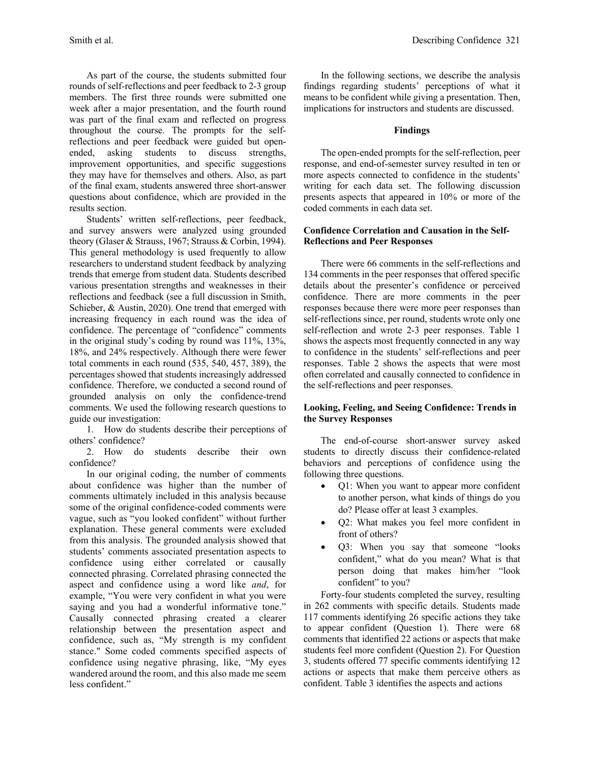As part of the course, the students submitted four rounds of self-reflections and peer feedback to 2-3 group members. The first three rounds were submitted one week after a major presentation, and the fourth round was part of the final exam and reflected on progress throughout the course. The prompts for the self-reflections and peer feedback were guided but open-ended, asking students to discuss strengths, improvement opportunities, and specific suggestions they may have for themselves and others. Also, as part of the final exam, students answered three short-answer questions about confidence, which are provided in the results section.

Students' written self-reflections, peer feedback, and survey answers were analyzed using grounded theory (Glaser & Strauss, 1967; Strauss & Corbin, 1994). This general methodology is used frequently to allow researchers to understand student feedback by analyzing trends that emerge from student data. Students described various presentation strengths and weaknesses in their reflections and feedback (see a full discussion in Smith, Schieber, & Austin, 2020). One trend that emerged with increasing frequency in each round was the idea of confidence. The percentage of "confidence" comments in the original study's coding by round was 11%, 13%, 18%, and 24% respectively. Although there were fewer total comments in each round (535, 540, 457, 389), the percentages showed that students increasingly addressed confidence. Therefore, we conducted a second round of grounded analysis on only the confidence-trend comments. We used the following research questions to guide our investigation:

1. How do students describe their perceptions of others' confidence?
2. How do students describe their own confidence?

In our original coding, the number of comments about confidence was higher than the number of comments ultimately included in this analysis because some of the original confidence-coded comments were vague, such as "you looked confident" without further explanation. These general comments were excluded from this analysis. The grounded analysis showed that students' comments associated presentation aspects to confidence using either correlated or causally connected phrasing. Correlated phrasing connected the aspect and confidence using a word like *and*, for example, "You were very confident in what you were saying and you had a wonderful informative tone." Causally connected phrasing created a clearer relationship between the presentation aspect and confidence, such as, "My strength is my confident stance." Some coded comments specified aspects of confidence using negative phrasing, like, "My eyes wandered around the room, and this also made me seem less confident."

In the following sections, we describe the analysis findings regarding students' perceptions of what it means to be confident while giving a presentation. Then, implications for instructors and students are discussed.

## Findings

The open-ended prompts for the self-reflection, peer response, and end-of-semester survey resulted in ten or more aspects connected to confidence in the students' writing for each data set. The following discussion presents aspects that appeared in 10% or more of the coded comments in each data set.

### Confidence Correlation and Causation in the Self-Reflections and Peer Responses

There were 66 comments in the self-reflections and 134 comments in the peer responses that offered specific details about the presenter's confidence or perceived confidence. There are more comments in the peer responses because there were more peer responses than self-reflections since, per round, students wrote only one self-reflection and wrote 2-3 peer responses. Table 1 shows the aspects most frequently connected in any way to confidence in the students' self-reflections and peer responses. Table 2 shows the aspects that were most often correlated and causally connected to confidence in the self-reflections and peer responses.

### Looking, Feeling, and Seeing Confidence: Trends in the Survey Responses

The end-of-course short-answer survey asked students to directly discuss their confidence-related behaviors and perceptions of confidence using the following three questions.

- Q1: When you want to appear more confident to another person, what kinds of things do you do? Please offer at least 3 examples.
- Q2: What makes you feel more confident in front of others?
- Q3: When you say that someone "looks confident," what do you mean? What is that person doing that makes him/her "look confident" to you?

Forty-four students completed the survey, resulting in 262 comments with specific details. Students made 117 comments identifying 26 specific actions they take to appear confident (Question 1). There were 68 comments that identified 22 actions or aspects that make students feel more confident (Question 2). For Question 3, students offered 77 specific comments identifying 12 actions or aspects that make them perceive others as confident. Table 3 identifies the aspects and actions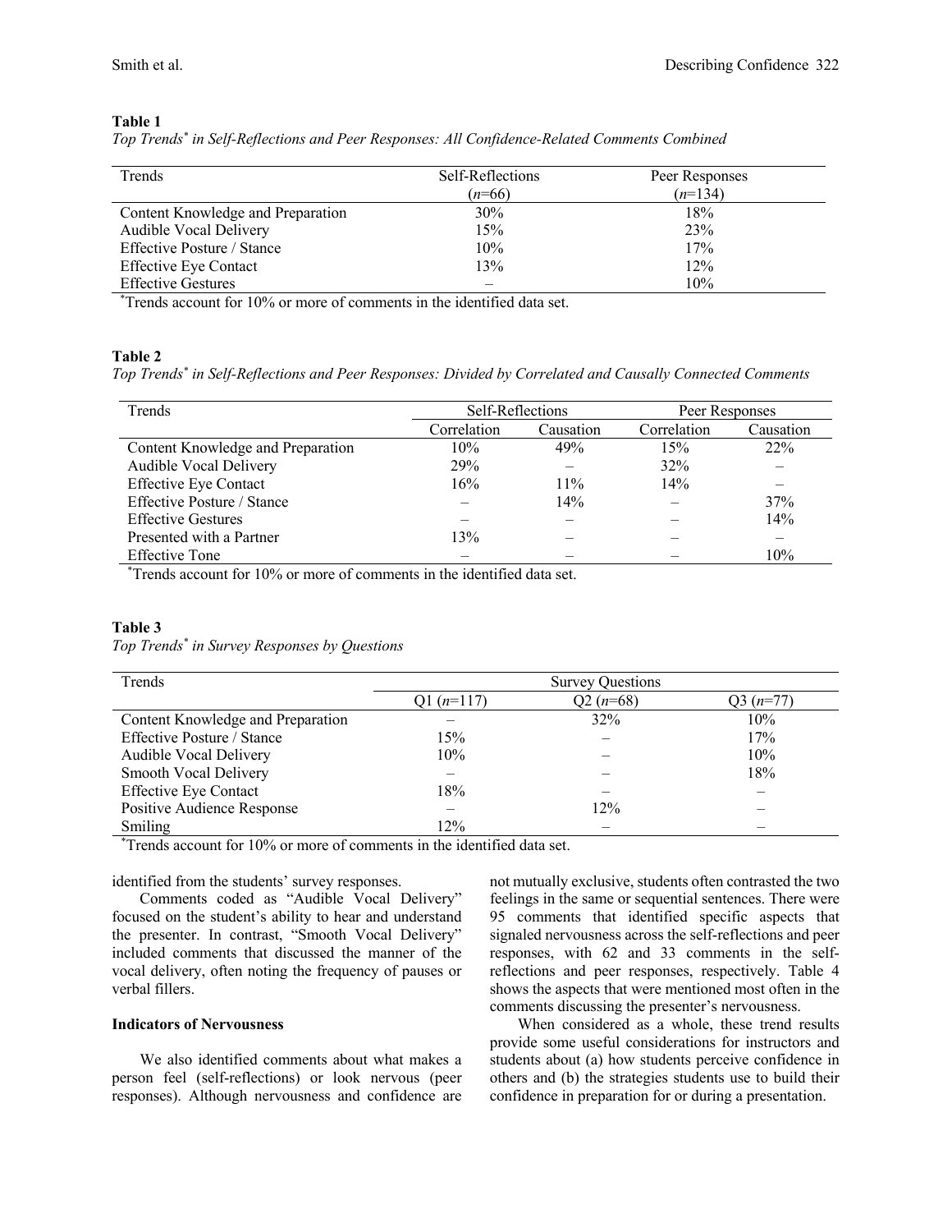**Table 1**

*Top Trends[*] in Self-Reflections and Peer Responses: All Confidence-Related Comments Combined*

| Trends | Self-Reflections (*n*=66) | Peer Responses (*n*=134) |
|---|---|---|
| Content Knowledge and Preparation | 30% | 18% |
| Audible Vocal Delivery | 15% | 23% |
| Effective Posture / Stance | 10% | 17% |
| Effective Eye Contact | 13% | 12% |
| Effective Gestures | – | 10% |

[*]Trends account for 10% or more of comments in the identified data set.

**Table 2**

*Top Trends[*] in Self-Reflections and Peer Responses: Divided by Correlated and Causally Connected Comments*

| Trends | Self-Reflections | | Peer Responses | |
|---|---|---|---|---|
| | Correlation | Causation | Correlation | Causation |
| Content Knowledge and Preparation | 10% | 49% | 15% | 22% |
| Audible Vocal Delivery | 29% | – | 32% | – |
| Effective Eye Contact | 16% | 11% | 14% | – |
| Effective Posture / Stance | – | 14% | – | 37% |
| Effective Gestures | – | – | – | 14% |
| Presented with a Partner | 13% | – | – | – |
| Effective Tone | – | – | – | 10% |

[*]Trends account for 10% or more of comments in the identified data set.

**Table 3**

*Top Trends[*] in Survey Responses by Questions*

| Trends | Survey Questions | | |
|---|---|---|---|
| | Q1 (*n*=117) | Q2 (*n*=68) | Q3 (*n*=77) |
| Content Knowledge and Preparation | – | 32% | 10% |
| Effective Posture / Stance | 15% | – | 17% |
| Audible Vocal Delivery | 10% | – | 10% |
| Smooth Vocal Delivery | – | – | 18% |
| Effective Eye Contact | 18% | – | – |
| Positive Audience Response | – | 12% | – |
| Smiling | 12% | – | – |

[*]Trends account for 10% or more of comments in the identified data set.

identified from the students' survey responses.

Comments coded as "Audible Vocal Delivery" focused on the student's ability to hear and understand the presenter. In contrast, "Smooth Vocal Delivery" included comments that discussed the manner of the vocal delivery, often noting the frequency of pauses or verbal fillers.

### Indicators of Nervousness

We also identified comments about what makes a person feel (self-reflections) or look nervous (peer responses). Although nervousness and confidence are not mutually exclusive, students often contrasted the two feelings in the same or sequential sentences. There were 95 comments that identified specific aspects that signaled nervousness across the self-reflections and peer responses, with 62 and 33 comments in the self-reflections and peer responses, respectively. Table 4 shows the aspects that were mentioned most often in the comments discussing the presenter's nervousness.

When considered as a whole, these trend results provide some useful considerations for instructors and students about (a) how students perceive confidence in others and (b) the strategies students use to build their confidence in preparation for or during a presentation.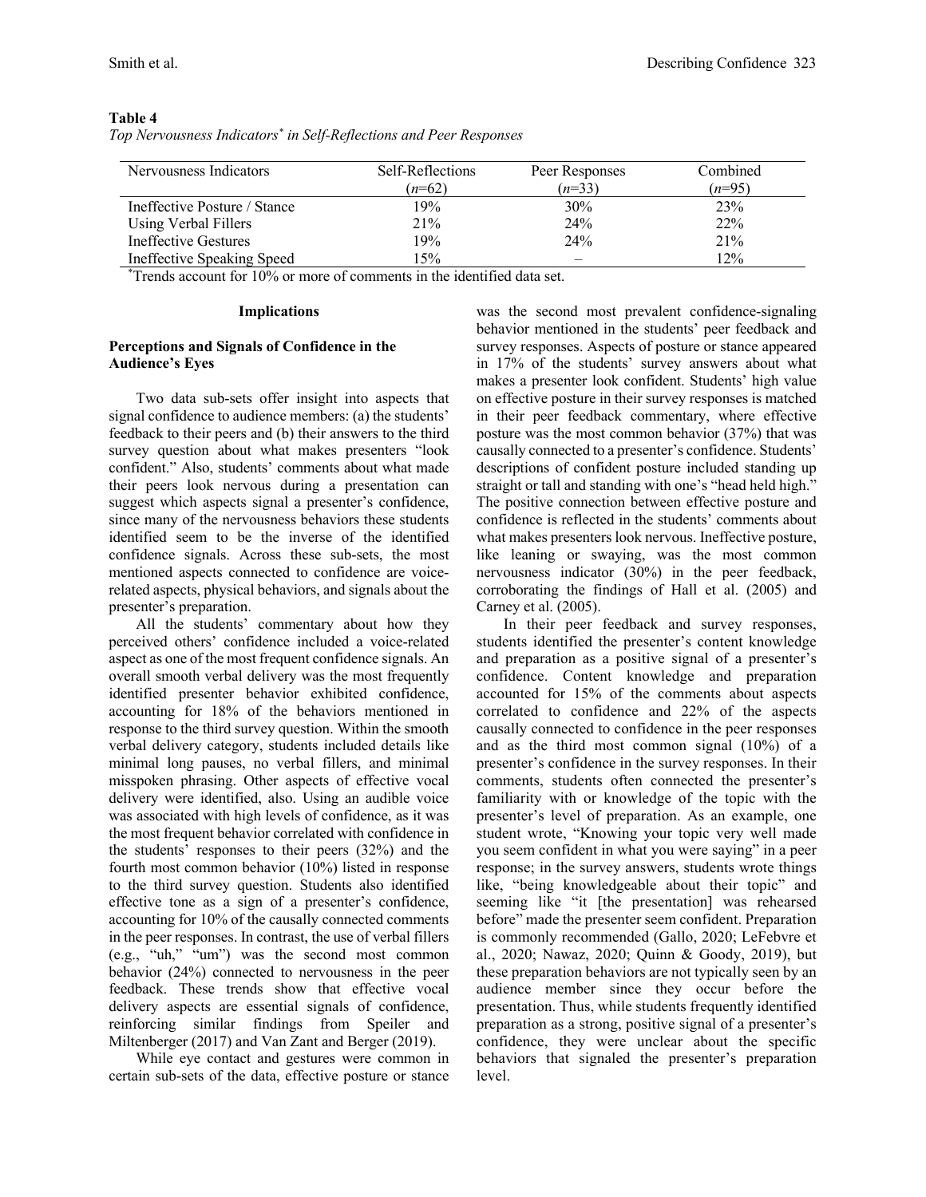**Table 4**
*Top Nervousness Indicators* in Self-Reflections and Peer Responses*

| Nervousness Indicators | Self-Reflections (*n*=62) | Peer Responses (*n*=33) | Combined (*n*=95) |
|---|---|---|---|
| Ineffective Posture / Stance | 19% | 30% | 23% |
| Using Verbal Fillers | 21% | 24% | 22% |
| Ineffective Gestures | 19% | 24% | 21% |
| Ineffective Speaking Speed | 15% | – | 12% |

*Trends account for 10% or more of comments in the identified data set.

## Implications

### Perceptions and Signals of Confidence in the Audience's Eyes

Two data sub-sets offer insight into aspects that signal confidence to audience members: (a) the students' feedback to their peers and (b) their answers to the third survey question about what makes presenters "look confident." Also, students' comments about what made their peers look nervous during a presentation can suggest which aspects signal a presenter's confidence, since many of the nervousness behaviors these students identified seem to be the inverse of the identified confidence signals. Across these sub-sets, the most mentioned aspects connected to confidence are voice-related aspects, physical behaviors, and signals about the presenter's preparation.

All the students' commentary about how they perceived others' confidence included a voice-related aspect as one of the most frequent confidence signals. An overall smooth verbal delivery was the most frequently identified presenter behavior exhibited confidence, accounting for 18% of the behaviors mentioned in response to the third survey question. Within the smooth verbal delivery category, students included details like minimal long pauses, no verbal fillers, and minimal misspoken phrasing. Other aspects of effective vocal delivery were identified, also. Using an audible voice was associated with high levels of confidence, as it was the most frequent behavior correlated with confidence in the students' responses to their peers (32%) and the fourth most common behavior (10%) listed in response to the third survey question. Students also identified effective tone as a sign of a presenter's confidence, accounting for 10% of the causally connected comments in the peer responses. In contrast, the use of verbal fillers (e.g., "uh," "um") was the second most common behavior (24%) connected to nervousness in the peer feedback. These trends show that effective vocal delivery aspects are essential signals of confidence, reinforcing similar findings from Speiler and Miltenberger (2017) and Van Zant and Berger (2019).

While eye contact and gestures were common in certain sub-sets of the data, effective posture or stance was the second most prevalent confidence-signaling behavior mentioned in the students' peer feedback and survey responses. Aspects of posture or stance appeared in 17% of the students' survey answers about what makes a presenter look confident. Students' high value on effective posture in their survey responses is matched in their peer feedback commentary, where effective posture was the most common behavior (37%) that was causally connected to a presenter's confidence. Students' descriptions of confident posture included standing up straight or tall and standing with one's "head held high." The positive connection between effective posture and confidence is reflected in the students' comments about what makes presenters look nervous. Ineffective posture, like leaning or swaying, was the most common nervousness indicator (30%) in the peer feedback, corroborating the findings of Hall et al. (2005) and Carney et al. (2005).

In their peer feedback and survey responses, students identified the presenter's content knowledge and preparation as a positive signal of a presenter's confidence. Content knowledge and preparation accounted for 15% of the comments about aspects correlated to confidence and 22% of the aspects causally connected to confidence in the peer responses and as the third most common signal (10%) of a presenter's confidence in the survey responses. In their comments, students often connected the presenter's familiarity with or knowledge of the topic with the presenter's level of preparation. As an example, one student wrote, "Knowing your topic very well made you seem confident in what you were saying" in a peer response; in the survey answers, students wrote things like, "being knowledgeable about their topic" and seeming like "it [the presentation] was rehearsed before" made the presenter seem confident. Preparation is commonly recommended (Gallo, 2020; LeFebvre et al., 2020; Nawaz, 2020; Quinn & Goody, 2019), but these preparation behaviors are not typically seen by an audience member since they occur before the presentation. Thus, while students frequently identified preparation as a strong, positive signal of a presenter's confidence, they were unclear about the specific behaviors that signaled the presenter's preparation level.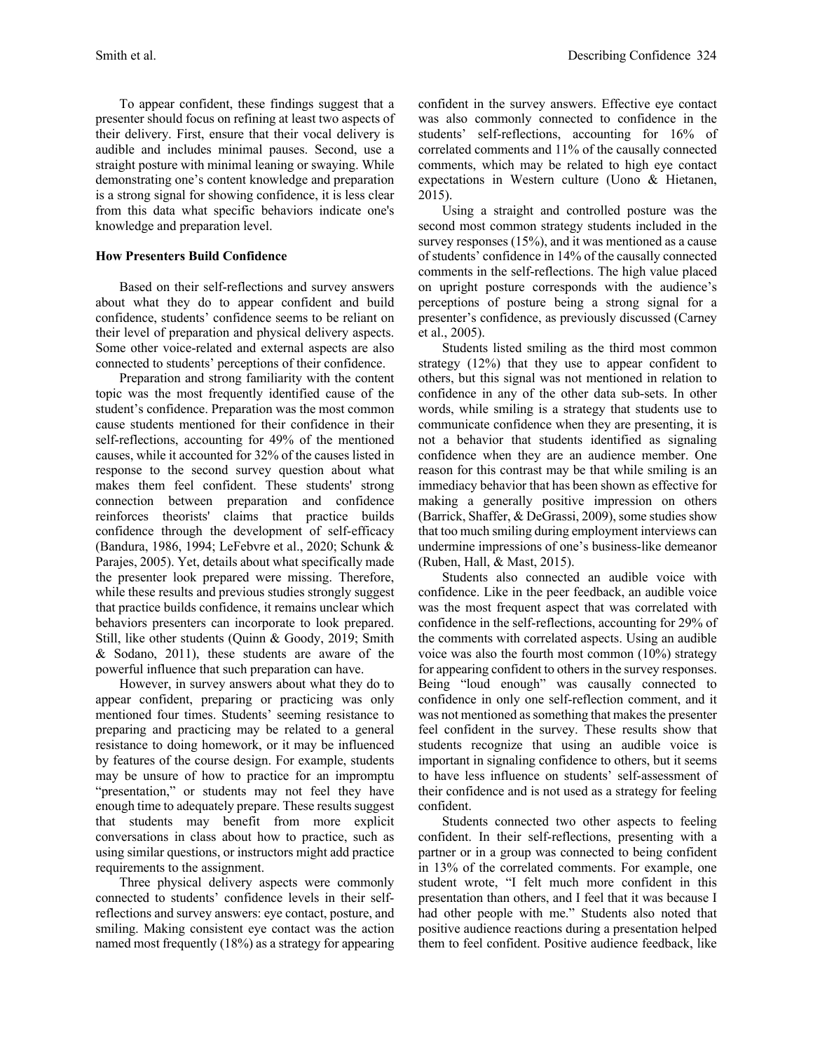To appear confident, these findings suggest that a presenter should focus on refining at least two aspects of their delivery. First, ensure that their vocal delivery is audible and includes minimal pauses. Second, use a straight posture with minimal leaning or swaying. While demonstrating one's content knowledge and preparation is a strong signal for showing confidence, it is less clear from this data what specific behaviors indicate one's knowledge and preparation level.

**How Presenters Build Confidence**

Based on their self-reflections and survey answers about what they do to appear confident and build confidence, students' confidence seems to be reliant on their level of preparation and physical delivery aspects. Some other voice-related and external aspects are also connected to students' perceptions of their confidence.

Preparation and strong familiarity with the content topic was the most frequently identified cause of the student's confidence. Preparation was the most common cause students mentioned for their confidence in their self-reflections, accounting for 49% of the mentioned causes, while it accounted for 32% of the causes listed in response to the second survey question about what makes them feel confident. These students' strong connection between preparation and confidence reinforces theorists' claims that practice builds confidence through the development of self-efficacy (Bandura, 1986, 1994; LeFebvre et al., 2020; Schunk & Parajes, 2005). Yet, details about what specifically made the presenter look prepared were missing. Therefore, while these results and previous studies strongly suggest that practice builds confidence, it remains unclear which behaviors presenters can incorporate to look prepared. Still, like other students (Quinn & Goody, 2019; Smith & Sodano, 2011), these students are aware of the powerful influence that such preparation can have.

However, in survey answers about what they do to appear confident, preparing or practicing was only mentioned four times. Students' seeming resistance to preparing and practicing may be related to a general resistance to doing homework, or it may be influenced by features of the course design. For example, students may be unsure of how to practice for an impromptu "presentation," or students may not feel they have enough time to adequately prepare. These results suggest that students may benefit from more explicit conversations in class about how to practice, such as using similar questions, or instructors might add practice requirements to the assignment.

Three physical delivery aspects were commonly connected to students' confidence levels in their self-reflections and survey answers: eye contact, posture, and smiling. Making consistent eye contact was the action named most frequently (18%) as a strategy for appearing confident in the survey answers. Effective eye contact was also commonly connected to confidence in the students' self-reflections, accounting for 16% of correlated comments and 11% of the causally connected comments, which may be related to high eye contact expectations in Western culture (Uono & Hietanen, 2015).

Using a straight and controlled posture was the second most common strategy students included in the survey responses (15%), and it was mentioned as a cause of students' confidence in 14% of the causally connected comments in the self-reflections. The high value placed on upright posture corresponds with the audience's perceptions of posture being a strong signal for a presenter's confidence, as previously discussed (Carney et al., 2005).

Students listed smiling as the third most common strategy (12%) that they use to appear confident to others, but this signal was not mentioned in relation to confidence in any of the other data sub-sets. In other words, while smiling is a strategy that students use to communicate confidence when they are presenting, it is not a behavior that students identified as signaling confidence when they are an audience member. One reason for this contrast may be that while smiling is an immediacy behavior that has been shown as effective for making a generally positive impression on others (Barrick, Shaffer, & DeGrassi, 2009), some studies show that too much smiling during employment interviews can undermine impressions of one's business-like demeanor (Ruben, Hall, & Mast, 2015).

Students also connected an audible voice with confidence. Like in the peer feedback, an audible voice was the most frequent aspect that was correlated with confidence in the self-reflections, accounting for 29% of the comments with correlated aspects. Using an audible voice was also the fourth most common (10%) strategy for appearing confident to others in the survey responses. Being "loud enough" was causally connected to confidence in only one self-reflection comment, and it was not mentioned as something that makes the presenter feel confident in the survey. These results show that students recognize that using an audible voice is important in signaling confidence to others, but it seems to have less influence on students' self-assessment of their confidence and is not used as a strategy for feeling confident.

Students connected two other aspects to feeling confident. In their self-reflections, presenting with a partner or in a group was connected to being confident in 13% of the correlated comments. For example, one student wrote, "I felt much more confident in this presentation than others, and I feel that it was because I had other people with me." Students also noted that positive audience reactions during a presentation helped them to feel confident. Positive audience feedback, like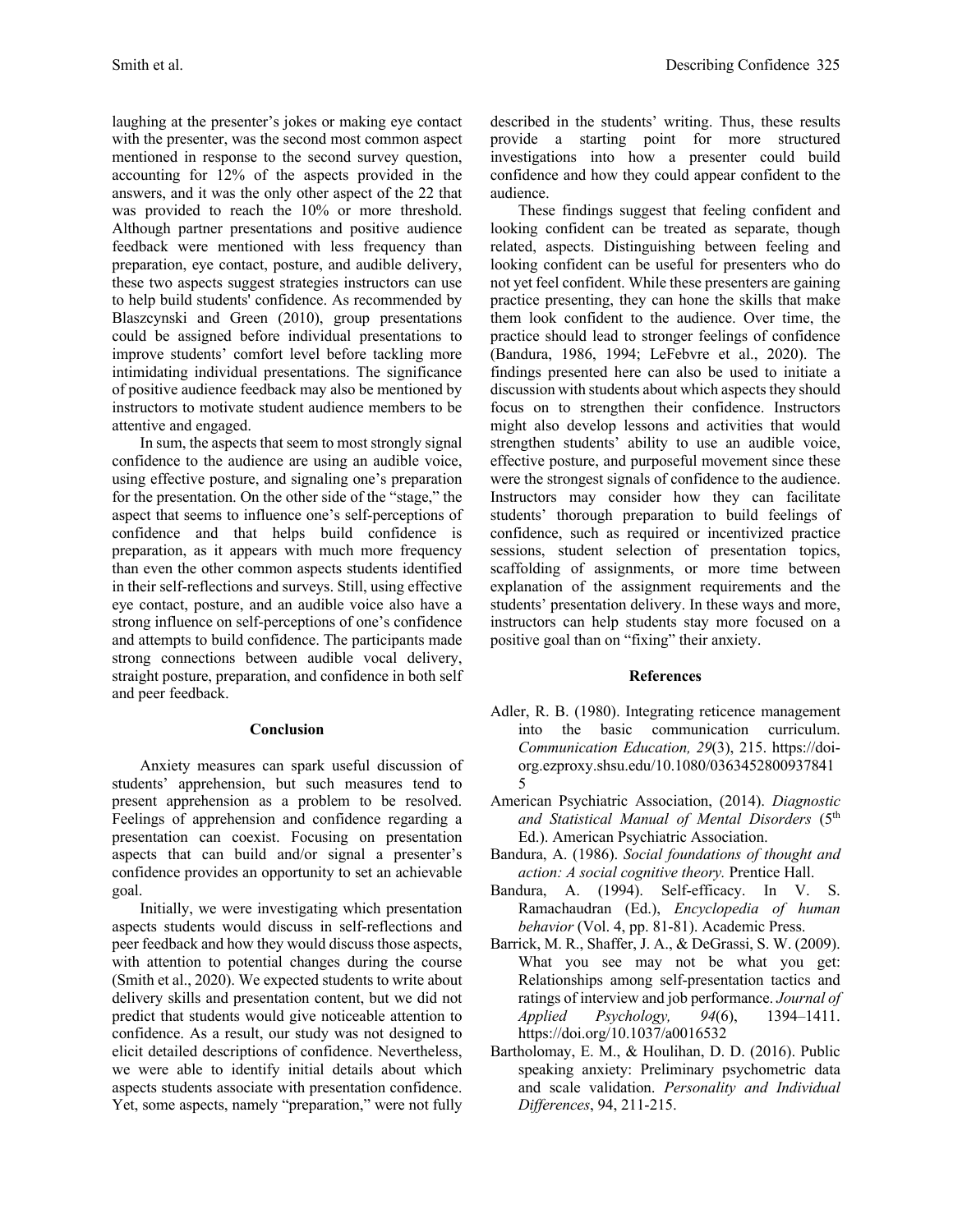laughing at the presenter's jokes or making eye contact with the presenter, was the second most common aspect mentioned in response to the second survey question, accounting for 12% of the aspects provided in the answers, and it was the only other aspect of the 22 that was provided to reach the 10% or more threshold. Although partner presentations and positive audience feedback were mentioned with less frequency than preparation, eye contact, posture, and audible delivery, these two aspects suggest strategies instructors can use to help build students' confidence. As recommended by Blaszczynski and Green (2010), group presentations could be assigned before individual presentations to improve students' comfort level before tackling more intimidating individual presentations. The significance of positive audience feedback may also be mentioned by instructors to motivate student audience members to be attentive and engaged.

In sum, the aspects that seem to most strongly signal confidence to the audience are using an audible voice, using effective posture, and signaling one's preparation for the presentation. On the other side of the "stage," the aspect that seems to influence one's self-perceptions of confidence and that helps build confidence is preparation, as it appears with much more frequency than even the other common aspects students identified in their self-reflections and surveys. Still, using effective eye contact, posture, and an audible voice also have a strong influence on self-perceptions of one's confidence and attempts to build confidence. The participants made strong connections between audible vocal delivery, straight posture, preparation, and confidence in both self and peer feedback.

## Conclusion

Anxiety measures can spark useful discussion of students' apprehension, but such measures tend to present apprehension as a problem to be resolved. Feelings of apprehension and confidence regarding a presentation can coexist. Focusing on presentation aspects that can build and/or signal a presenter's confidence provides an opportunity to set an achievable goal.

Initially, we were investigating which presentation aspects students would discuss in self-reflections and peer feedback and how they would discuss those aspects, with attention to potential changes during the course (Smith et al., 2020). We expected students to write about delivery skills and presentation content, but we did not predict that students would give noticeable attention to confidence. As a result, our study was not designed to elicit detailed descriptions of confidence. Nevertheless, we were able to identify initial details about which aspects students associate with presentation confidence. Yet, some aspects, namely "preparation," were not fully described in the students' writing. Thus, these results provide a starting point for more structured investigations into how a presenter could build confidence and how they could appear confident to the audience.

These findings suggest that feeling confident and looking confident can be treated as separate, though related, aspects. Distinguishing between feeling and looking confident can be useful for presenters who do not yet feel confident. While these presenters are gaining practice presenting, they can hone the skills that make them look confident to the audience. Over time, the practice should lead to stronger feelings of confidence (Bandura, 1986, 1994; LeFebvre et al., 2020). The findings presented here can also be used to initiate a discussion with students about which aspects they should focus on to strengthen their confidence. Instructors might also develop lessons and activities that would strengthen students' ability to use an audible voice, effective posture, and purposeful movement since these were the strongest signals of confidence to the audience. Instructors may consider how they can facilitate students' thorough preparation to build feelings of confidence, such as required or incentivized practice sessions, student selection of presentation topics, scaffolding of assignments, or more time between explanation of the assignment requirements and the students' presentation delivery. In these ways and more, instructors can help students stay more focused on a positive goal than on "fixing" their anxiety.

## References

Adler, R. B. (1980). Integrating reticence management into the basic communication curriculum. *Communication Education, 29*(3), 215. https://doi-org.ezproxy.shsu.edu/10.1080/03634528009378415

American Psychiatric Association, (2014). *Diagnostic and Statistical Manual of Mental Disorders* (5th Ed.). American Psychiatric Association.

Bandura, A. (1986). *Social foundations of thought and action: A social cognitive theory.* Prentice Hall.

Bandura, A. (1994). Self-efficacy. In V. S. Ramachaudran (Ed.), *Encyclopedia of human behavior* (Vol. 4, pp. 81-81). Academic Press.

Barrick, M. R., Shaffer, J. A., & DeGrassi, S. W. (2009). What you see may not be what you get: Relationships among self-presentation tactics and ratings of interview and job performance. *Journal of Applied Psychology, 94*(6), 1394–1411. https://doi.org/10.1037/a0016532

Bartholomay, E. M., & Houlihan, D. D. (2016). Public speaking anxiety: Preliminary psychometric data and scale validation. *Personality and Individual Differences*, 94, 211-215.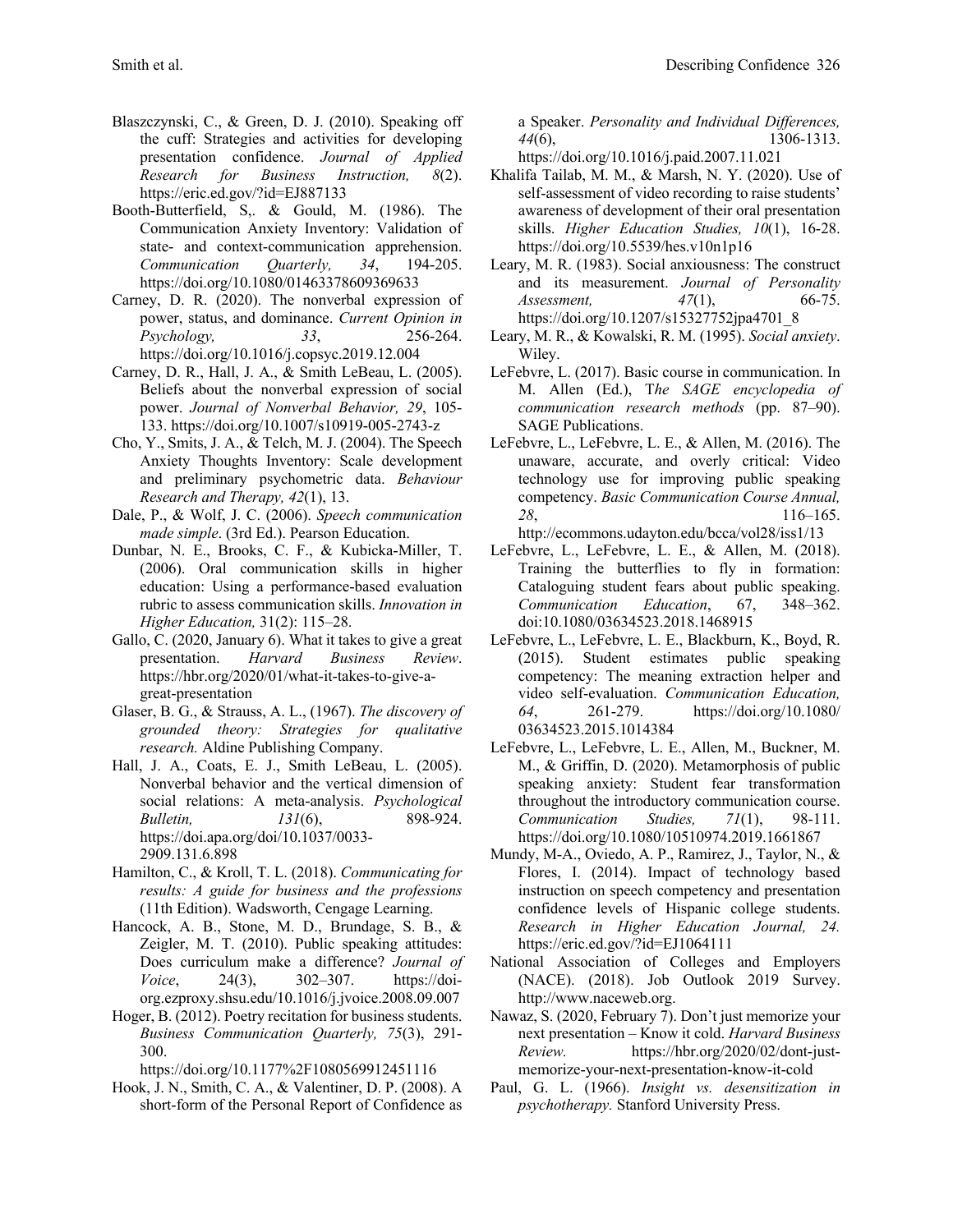Blaszczynski, C., & Green, D. J. (2010). Speaking off the cuff: Strategies and activities for developing presentation confidence. *Journal of Applied Research for Business Instruction, 8*(2). https://eric.ed.gov/?id=EJ887133

Booth-Butterfield, S,. & Gould, M. (1986). The Communication Anxiety Inventory: Validation of state- and context-communication apprehension. *Communication Quarterly, 34*, 194-205. https://doi.org/10.1080/01463378609369633

Carney, D. R. (2020). The nonverbal expression of power, status, and dominance. *Current Opinion in Psychology, 33*, 256-264. https://doi.org/10.1016/j.copsyc.2019.12.004

Carney, D. R., Hall, J. A., & Smith LeBeau, L. (2005). Beliefs about the nonverbal expression of social power. *Journal of Nonverbal Behavior, 29*, 105-133. https://doi.org/10.1007/s10919-005-2743-z

Cho, Y., Smits, J. A., & Telch, M. J. (2004). The Speech Anxiety Thoughts Inventory: Scale development and preliminary psychometric data. *Behaviour Research and Therapy, 42*(1), 13.

Dale, P., & Wolf, J. C. (2006). *Speech communication made simple*. (3rd Ed.). Pearson Education.

Dunbar, N. E., Brooks, C. F., & Kubicka-Miller, T. (2006). Oral communication skills in higher education: Using a performance-based evaluation rubric to assess communication skills. *Innovation in Higher Education,* 31(2): 115–28.

Gallo, C. (2020, January 6). What it takes to give a great presentation. *Harvard Business Review*. https://hbr.org/2020/01/what-it-takes-to-give-a-great-presentation

Glaser, B. G., & Strauss, A. L., (1967). *The discovery of grounded theory: Strategies for qualitative research.* Aldine Publishing Company.

Hall, J. A., Coats, E. J., Smith LeBeau, L. (2005). Nonverbal behavior and the vertical dimension of social relations: A meta-analysis. *Psychological Bulletin, 131*(6), 898-924. https://doi.apa.org/doi/10.1037/0033-2909.131.6.898

Hamilton, C., & Kroll, T. L. (2018). *Communicating for results: A guide for business and the professions* (11th Edition). Wadsworth, Cengage Learning.

Hancock, A. B., Stone, M. D., Brundage, S. B., & Zeigler, M. T. (2010). Public speaking attitudes: Does curriculum make a difference? *Journal of Voice*, 24(3), 302–307. https://doi-org.ezproxy.shsu.edu/10.1016/j.jvoice.2008.09.007

Hoger, B. (2012). Poetry recitation for business students. *Business Communication Quarterly, 75*(3), 291-300. https://doi.org/10.1177%2F1080569912451116

Hook, J. N., Smith, C. A., & Valentiner, D. P. (2008). A short-form of the Personal Report of Confidence as a Speaker. *Personality and Individual Differences, 44*(6), 1306-1313. https://doi.org/10.1016/j.paid.2007.11.021

Khalifa Tailab, M. M., & Marsh, N. Y. (2020). Use of self-assessment of video recording to raise students' awareness of development of their oral presentation skills. *Higher Education Studies, 10*(1), 16-28. https://doi.org/10.5539/hes.v10n1p16

Leary, M. R. (1983). Social anxiousness: The construct and its measurement. *Journal of Personality Assessment, 47*(1), 66-75. https://doi.org/10.1207/s15327752jpa4701_8

Leary, M. R., & Kowalski, R. M. (1995). *Social anxiety*. Wiley.

LeFebvre, L. (2017). Basic course in communication. In M. Allen (Ed.), T*he SAGE encyclopedia of communication research methods* (pp. 87–90). SAGE Publications.

LeFebvre, L., LeFebvre, L. E., & Allen, M. (2016). The unaware, accurate, and overly critical: Video technology use for improving public speaking competency. *Basic Communication Course Annual, 28*, 116–165. http://ecommons.udayton.edu/bcca/vol28/iss1/13

LeFebvre, L., LeFebvre, L. E., & Allen, M. (2018). Training the butterflies to fly in formation: Cataloguing student fears about public speaking. *Communication Education*, 67, 348–362. doi:10.1080/03634523.2018.1468915

LeFebvre, L., LeFebvre, L. E., Blackburn, K., Boyd, R. (2015). Student estimates public speaking competency: The meaning extraction helper and video self-evaluation. *Communication Education, 64*, 261-279. https://doi.org/10.1080/03634523.2015.1014384

LeFebvre, L., LeFebvre, L. E., Allen, M., Buckner, M. M., & Griffin, D. (2020). Metamorphosis of public speaking anxiety: Student fear transformation throughout the introductory communication course. *Communication Studies, 71*(1), 98-111. https://doi.org/10.1080/10510974.2019.1661867

Mundy, M-A., Oviedo, A. P., Ramirez, J., Taylor, N., & Flores, I. (2014). Impact of technology based instruction on speech competency and presentation confidence levels of Hispanic college students. *Research in Higher Education Journal, 24.* https://eric.ed.gov/?id=EJ1064111

National Association of Colleges and Employers (NACE). (2018). Job Outlook 2019 Survey. http://www.naceweb.org.

Nawaz, S. (2020, February 7). Don't just memorize your next presentation – Know it cold. *Harvard Business Review.* https://hbr.org/2020/02/dont-just-memorize-your-next-presentation-know-it-cold

Paul, G. L. (1966). *Insight vs. desensitization in psychotherapy.* Stanford University Press.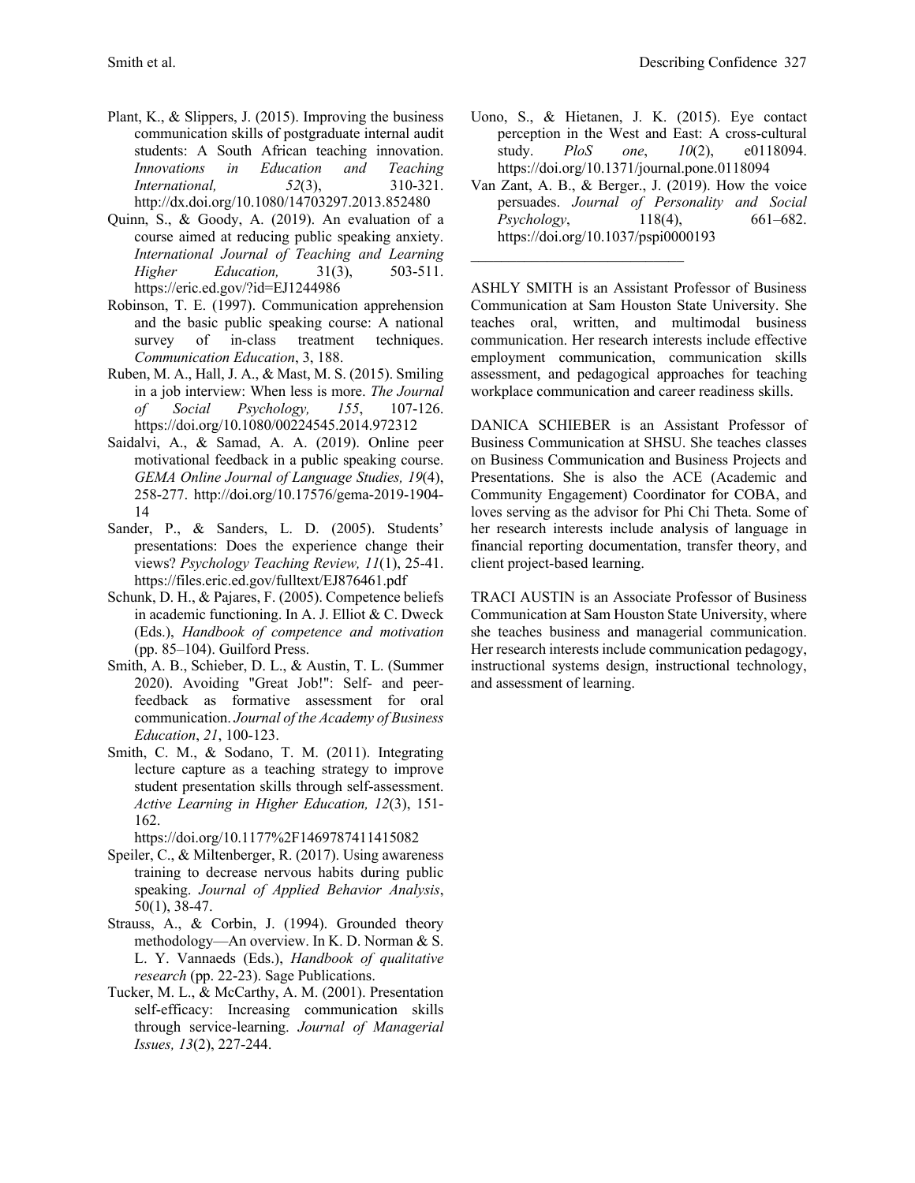Plant, K., & Slippers, J. (2015). Improving the business communication skills of postgraduate internal audit students: A South African teaching innovation. *Innovations in Education and Teaching International, 52*(3), 310-321. http://dx.doi.org/10.1080/14703297.2013.852480

Quinn, S., & Goody, A. (2019). An evaluation of a course aimed at reducing public speaking anxiety. *International Journal of Teaching and Learning Higher Education,* 31(3), 503-511. https://eric.ed.gov/?id=EJ1244986

Robinson, T. E. (1997). Communication apprehension and the basic public speaking course: A national survey of in-class treatment techniques. *Communication Education*, 3, 188.

Ruben, M. A., Hall, J. A., & Mast, M. S. (2015). Smiling in a job interview: When less is more. *The Journal of Social Psychology, 155*, 107-126. https://doi.org/10.1080/00224545.2014.972312

Saidalvi, A., & Samad, A. A. (2019). Online peer motivational feedback in a public speaking course. *GEMA Online Journal of Language Studies, 19*(4), 258-277. http://doi.org/10.17576/gema-2019-1904-14

Sander, P., & Sanders, L. D. (2005). Students' presentations: Does the experience change their views? *Psychology Teaching Review, 11*(1), 25-41. https://files.eric.ed.gov/fulltext/EJ876461.pdf

Schunk, D. H., & Pajares, F. (2005). Competence beliefs in academic functioning. In A. J. Elliot & C. Dweck (Eds.), *Handbook of competence and motivation* (pp. 85–104). Guilford Press.

Smith, A. B., Schieber, D. L., & Austin, T. L. (Summer 2020). Avoiding "Great Job!": Self- and peer-feedback as formative assessment for oral communication. *Journal of the Academy of Business Education*, *21*, 100-123.

Smith, C. M., & Sodano, T. M. (2011). Integrating lecture capture as a teaching strategy to improve student presentation skills through self-assessment. *Active Learning in Higher Education, 12*(3), 151-162. https://doi.org/10.1177%2F1469787411415082

Speiler, C., & Miltenberger, R. (2017). Using awareness training to decrease nervous habits during public speaking. *Journal of Applied Behavior Analysis*, 50(1), 38-47.

Strauss, A., & Corbin, J. (1994). Grounded theory methodology—An overview. In K. D. Norman & S. L. Y. Vannaeds (Eds.), *Handbook of qualitative research* (pp. 22-23). Sage Publications.

Tucker, M. L., & McCarthy, A. M. (2001). Presentation self-efficacy: Increasing communication skills through service-learning. *Journal of Managerial Issues, 13*(2), 227-244.

Uono, S., & Hietanen, J. K. (2015). Eye contact perception in the West and East: A cross-cultural study. *PloS one*, *10*(2), e0118094. https://doi.org/10.1371/journal.pone.0118094

Van Zant, A. B., & Berger., J. (2019). How the voice persuades. *Journal of Personality and Social Psychology*, 118(4), 661–682. https://doi.org/10.1037/pspi0000193

---

ASHLY SMITH is an Assistant Professor of Business Communication at Sam Houston State University. She teaches oral, written, and multimodal business communication. Her research interests include effective employment communication, communication skills assessment, and pedagogical approaches for teaching workplace communication and career readiness skills.

DANICA SCHIEBER is an Assistant Professor of Business Communication at SHSU. She teaches classes on Business Communication and Business Projects and Presentations. She is also the ACE (Academic and Community Engagement) Coordinator for COBA, and loves serving as the advisor for Phi Chi Theta. Some of her research interests include analysis of language in financial reporting documentation, transfer theory, and client project-based learning.

TRACI AUSTIN is an Associate Professor of Business Communication at Sam Houston State University, where she teaches business and managerial communication. Her research interests include communication pedagogy, instructional systems design, instructional technology, and assessment of learning.